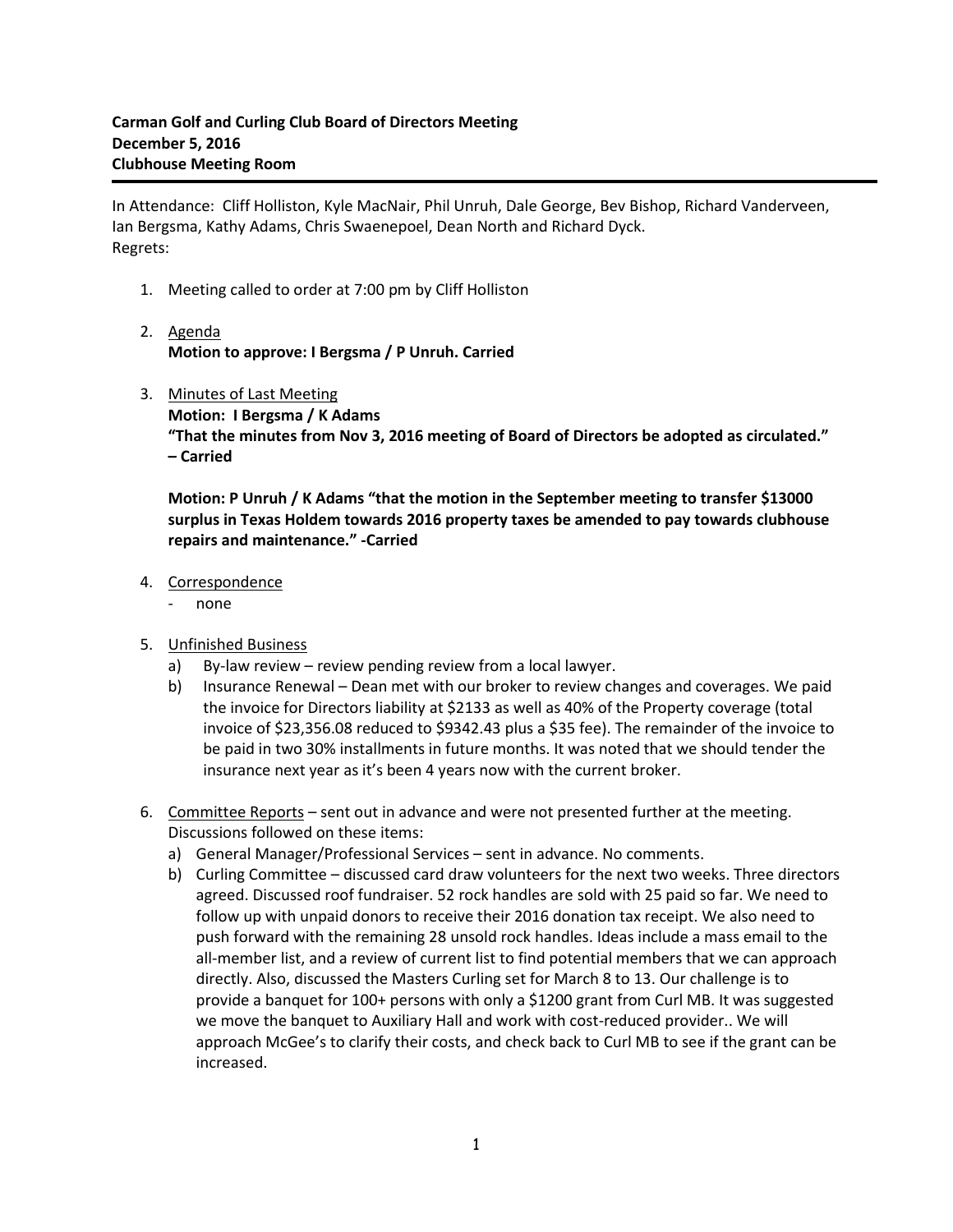**Carman Golf and Curling Club Board of Directors Meeting**
**December 5, 2016**
**Clubhouse Meeting Room**

In Attendance: Cliff Holliston, Kyle MacNair, Phil Unruh, Dale George, Bev Bishop, Richard Vanderveen, Ian Bergsma, Kathy Adams, Chris Swaenepoel, Dean North and Richard Dyck.
Regrets:

1. Meeting called to order at 7:00 pm by Cliff Holliston

2. Agenda
   **Motion to approve: I Bergsma / P Unruh. Carried**

3. Minutes of Last Meeting
   **Motion: I Bergsma / K Adams**
   **"That the minutes from Nov 3, 2016 meeting of Board of Directors be adopted as circulated." – Carried**

   **Motion: P Unruh / K Adams "that the motion in the September meeting to transfer $13000 surplus in Texas Holdem towards 2016 property taxes be amended to pay towards clubhouse repairs and maintenance." -Carried**

4. Correspondence
   - none

5. Unfinished Business
   a) By-law review – review pending review from a local lawyer.
   b) Insurance Renewal – Dean met with our broker to review changes and coverages. We paid the invoice for Directors liability at $2133 as well as 40% of the Property coverage (total invoice of $23,356.08 reduced to $9342.43 plus a $35 fee). The remainder of the invoice to be paid in two 30% installments in future months. It was noted that we should tender the insurance next year as it's been 4 years now with the current broker.

6. Committee Reports – sent out in advance and were not presented further at the meeting. Discussions followed on these items:
   a) General Manager/Professional Services – sent in advance. No comments.
   b) Curling Committee – discussed card draw volunteers for the next two weeks. Three directors agreed. Discussed roof fundraiser. 52 rock handles are sold with 25 paid so far. We need to follow up with unpaid donors to receive their 2016 donation tax receipt. We also need to push forward with the remaining 28 unsold rock handles. Ideas include a mass email to the all-member list, and a review of current list to find potential members that we can approach directly. Also, discussed the Masters Curling set for March 8 to 13. Our challenge is to provide a banquet for 100+ persons with only a $1200 grant from Curl MB. It was suggested we move the banquet to Auxiliary Hall and work with cost-reduced provider.. We will approach McGee's to clarify their costs, and check back to Curl MB to see if the grant can be increased.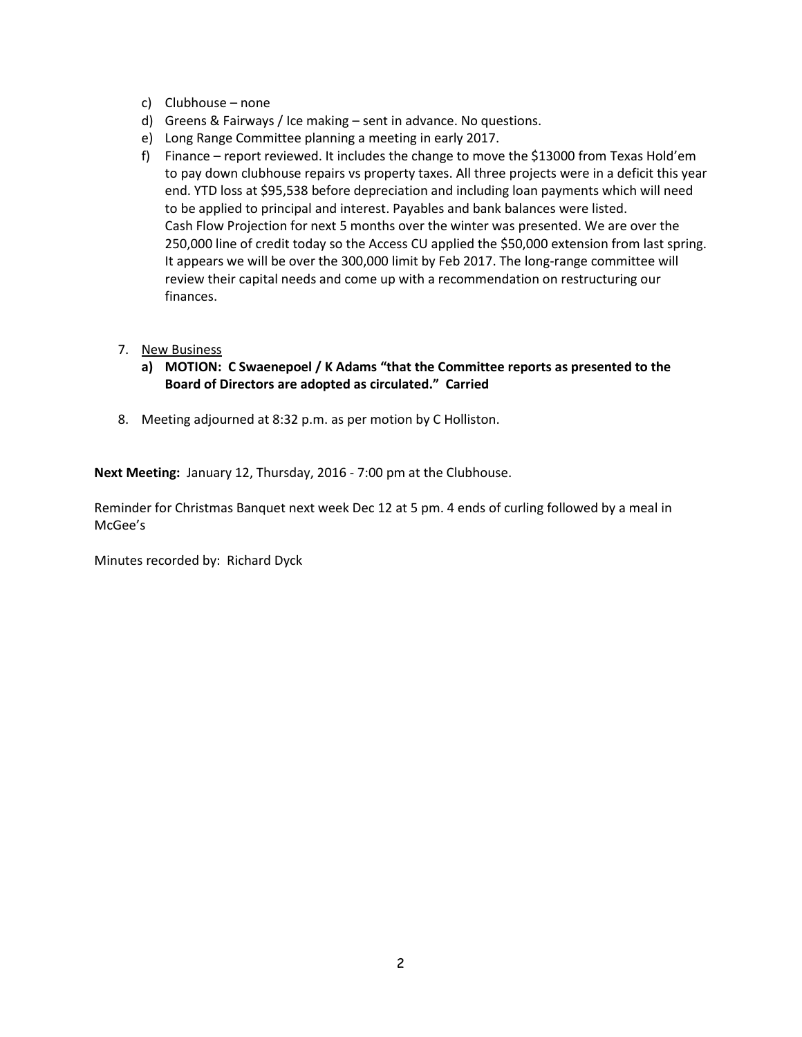c) Clubhouse – none
d) Greens & Fairways / Ice making – sent in advance. No questions.
e) Long Range Committee planning a meeting in early 2017.
f) Finance – report reviewed. It includes the change to move the $13000 from Texas Hold'em to pay down clubhouse repairs vs property taxes. All three projects were in a deficit this year end. YTD loss at $95,538 before depreciation and including loan payments which will need to be applied to principal and interest. Payables and bank balances were listed. Cash Flow Projection for next 5 months over the winter was presented. We are over the 250,000 line of credit today so the Access CU applied the $50,000 extension from last spring. It appears we will be over the 300,000 limit by Feb 2017. The long-range committee will review their capital needs and come up with a recommendation on restructuring our finances.

7. New Business
   a) **MOTION: C Swaenepoel / K Adams "that the Committee reports as presented to the Board of Directors are adopted as circulated." Carried**

8. Meeting adjourned at 8:32 p.m. as per motion by C Holliston.

**Next Meeting:** January 12, Thursday, 2016 - 7:00 pm at the Clubhouse.

Reminder for Christmas Banquet next week Dec 12 at 5 pm. 4 ends of curling followed by a meal in McGee's

Minutes recorded by: Richard Dyck